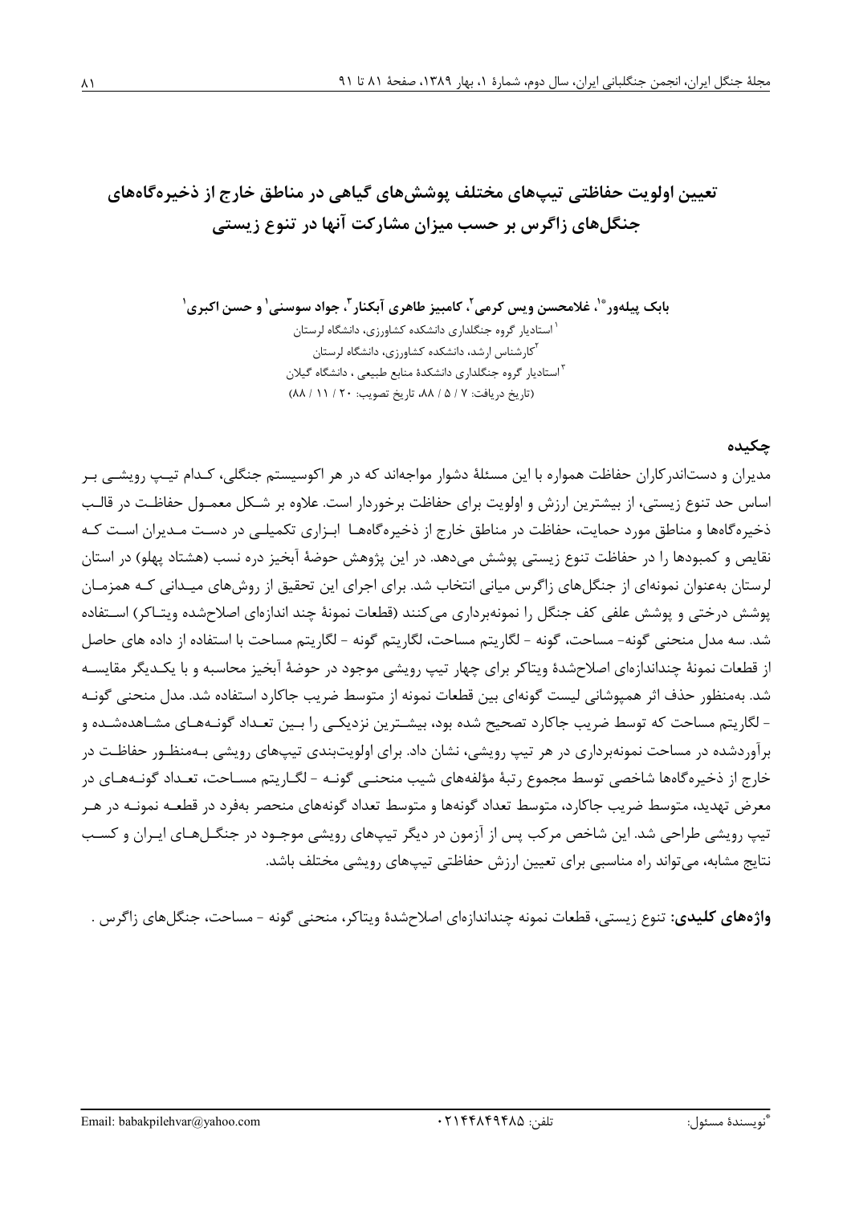# تعیین اولویت حفاظتی تیپ‌های مختلف پوشش‌های گیاهی در مناطق خارج از ذخیره‌گاه‌های جنگل‌های زاگرس بر حسب میزان مشارکت آنها در تنوع زیستی

**بابک پیله‌ور*[1]، غلامحسن ویس کرمی[2]، کامبیز طاهری آبکنار[3]، جواد سوسنی[1] و حسن اکبری[1]**

[1] استادیار گروه جنگلداری دانشکده کشاورزی، دانشگاه لرستان

[2] کارشناس ارشد، دانشکده کشاورزی، دانشگاه لرستان

[3] استادیار گروه جنگلداری دانشکدهٔ منابع طبیعی ، دانشگاه گیلان

(تاریخ دریافت: ۷ / ۵ / ۸۸، تاریخ تصویب: ۲۰ / ۱۱ / ۸۸)

## چکیده

مدیران و دست‌اندرکاران حفاظت همواره با این مسئلهٔ دشوار مواجه‌اند که در هر اکوسیستم جنگلی، کدام تیپ رویشی بر اساس حد تنوع زیستی، از بیشترین ارزش و اولویت برای حفاظت برخوردار است. علاوه بر شکل معمول حفاظت در قالب ذخیره‌گاه‌ها و مناطق مورد حمایت، حفاظت در مناطق خارج از ذخیره‌گاه‌ها ابزاری تکمیلی در دست مدیران است که نقایص و کمبودها را در حفاظت تنوع زیستی پوشش می‌دهد. در این پژوهش حوضهٔ آبخیز دره نسب (هشتاد پهلو) در استان لرستان به‌عنوان نمونه‌ای از جنگل‌های زاگرس میانی انتخاب شد. برای اجرای این تحقیق از روش‌های میدانی که همزمان پوشش درختی و پوشش علفی کف جنگل را نمونه‌برداری می‌کنند (قطعات نمونهٔ چند اندازه‌ای اصلاح‌شده ویتاکر) استفاده شد. سه مدل منحنی گونه- مساحت، گونه - لگاریتم مساحت، لگاریتم گونه - لگاریتم مساحت با استفاده از داده های حاصل از قطعات نمونهٔ چنداندازه‌ای اصلاح‌شدهٔ ویتاکر برای چهار تیپ رویشی موجود در حوضهٔ آبخیز محاسبه و با یکدیگر مقایسه شد. به‌منظور حذف اثر همپوشانی لیست گونه‌ای بین قطعات نمونه از متوسط ضریب جاکارد استفاده شد. مدل منحنی گونه - لگاریتم مساحت که توسط ضریب جاکارد تصحیح شده بود، بیشترین نزدیکی را بین تعداد گونه‌های مشاهده‌شده و برآوردشده در مساحت نمونه‌برداری در هر تیپ رویشی، نشان داد. برای اولویت‌بندی تیپهای رویشی به‌منظور حفاظت در خارج از ذخیره‌گاه‌ها شاخصی توسط مجموع رتبهٔ مؤلفه‌های شیب منحنی گونه - لگاریتم مساحت، تعداد گونه‌های در معرض تهدید، متوسط ضریب جاکارد، متوسط تعداد گونه‌ها و متوسط تعداد گونه‌های منحصر به‌فرد در قطعه نمونه در هر تیپ رویشی طراحی شد. این شاخص مرکب پس از آزمون در دیگر تیپهای رویشی موجود در جنگل‌های ایران و کسب نتایج مشابه، می‌تواند راه مناسبی برای تعیین ارزش حفاظتی تیپهای رویشی مختلف باشد.

**واژه‌های کلیدی:** تنوع زیستی، قطعات نمونه چنداندازه‌ای اصلاح‌شدهٔ ویتاکر، منحنی گونه - مساحت، جنگل‌های زاگرس .

*نویسندهٔ مسئول: تلفن: ۰۲۱۴۴۸۴۹۴۸۵ Email: babakpilehvar@yahoo.com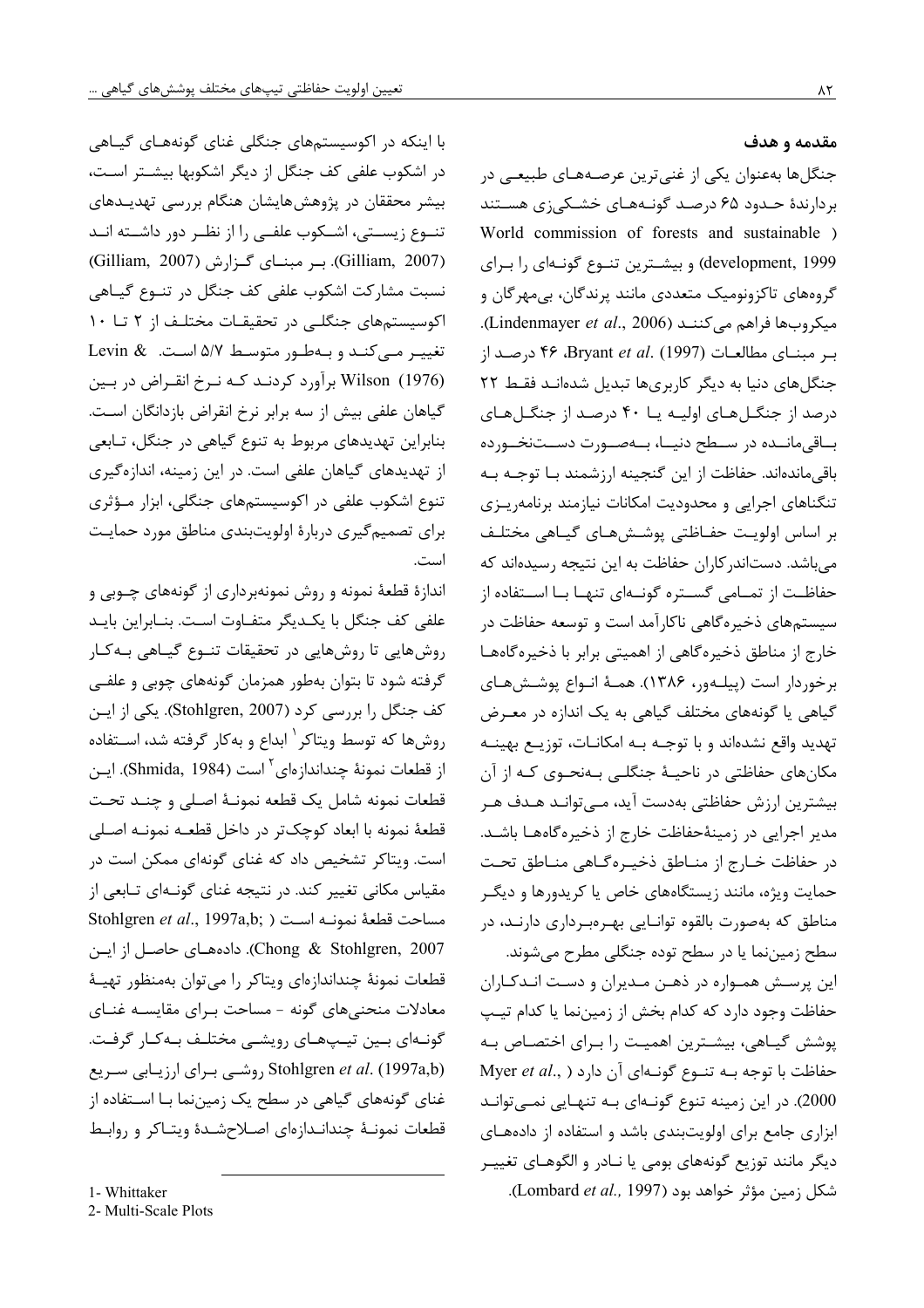## مقدمه و هدف

جنگل‌ها به‌عنوان یکی از غنی‌ترین عرصه‌های طبیعی در بردارندۀ حدود ۶۵ درصد گونه‌های خشکی‌زی هستند (World commission of forests and sustainable development, 1999) و بیشترین تنوع گونه‌ای را برای گروه‌های تاکزونومیک متعددی مانند پرندگان، بی‌مهرگان و میکروب‌ها فراهم می‌کنند (Lindenmayer *et al*., 2006). بر مبنای مطالعات Bryant *et al*. (1997)، ۴۶ درصد از جنگل‌های دنیا به دیگر کاربری‌ها تبدیل شده‌اند فقط ۲۲ درصد از جنگل‌های اولیه یا ۴۰ درصد از جنگل‌های باقی‌مانده در سطح دنیا، به‌صورت دست‌نخورده باقی‌مانده‌اند. حفاظت از این گنجینه ارزشمند با توجه به تنگناهای اجرایی و محدودیت امکانات نیازمند برنامه‌ریزی بر اساس اولویت حفاظتی پوشش‌های گیاهی مختلف می‌باشد. دست‌اندرکاران حفاظت به این نتیجه رسیده‌اند که حفاظت از تمامی گستره گونه‌ای تنها با استفاده از سیستم‌های ذخیره‌گاهی ناکارآمد است و توسعه حفاظت در خارج از مناطق ذخیره‌گاهی از اهمیتی برابر با ذخیره‌گاه‌ها برخوردار است (پیله‌ور، ۱۳۸۶). همۀ انواع پوشش‌های گیاهی یا گونه‌های مختلف گیاهی به یک اندازه در معرض تهدید واقع نشده‌اند و با توجه به امکانات، توزیع بهینه مکان‌های حفاظتی در ناحیۀ جنگلی به‌نحوی که از آن بیشترین ارزش حفاظتی به‌دست آید، می‌تواند هدف هر مدیر اجرایی در زمینۀحفاظت خارج از ذخیره‌گاه‌ها باشد. در حفاظت خارج از مناطق ذخیره‌گاهی مناطق تحت حمایت ویژه، مانند زیستگاه‌های خاص یا کریدورها و دیگر مناطق که به‌صورت بالقوه توانایی بهره‌برداری دارند، در سطح زمین‌نما یا در سطح توده جنگلی مطرح می‌شوند. این پرسش همواره در ذهن مدیران و دست اندکاران حفاظت وجود دارد که کدام بخش از زمین‌نما یا کدام تیپ پوشش گیاهی، بیشترین اهمیت را برای اختصاص به حفاظت با توجه به تنوع گونه‌ای آن دارد (Myer *et al*., 2000). در این زمینه تنوع گونه‌ای به تنهایی نمی‌تواند ابزاری جامع برای اولویت‌بندی باشد و استفاده از داده‌های دیگر مانند توزیع گونه‌های بومی یا نادر و الگوهای تغییر شکل زمین مؤثر خواهد بود (Lombard *et al*., 1997).

با اینکه در اکوسیستم‌های جنگلی غنای گونه‌های گیاهی در اشکوب علفی کف جنگل از دیگر اشکوبها بیشتر است، بیشر محققان در پژوهش‌هایشان هنگام بررسی تهدیدهای تنوع زیستی، اشکوب علفی را از نظر دور داشته اند (Gilliam, 2007). بر مبنای گزارش (Gilliam, 2007) نسبت مشارکت اشکوب علفی کف جنگل در تنوع گیاهی اکوسیستم‌های جنگلی در تحقیقات مختلف از ۲ تا ۱۰ تغییر می‌کند و به‌طور متوسط ۵/۷ است. Levin & Wilson (1976) برآورد کردند که نرخ انقراض در بین گیاهان علفی بیش از سه برابر نرخ انقراض بازدانگان است. بنابراین تهدیدهای مربوط به تنوع گیاهی در جنگل، تابعی از تهدیدهای گیاهان علفی است. در این زمینه، اندازه‌گیری تنوع اشکوب علفی در اکوسیستم‌های جنگلی، ابزار مؤثری برای تصمیم‌گیری دربارۀ اولویت‌بندی مناطق مورد حمایت است.

اندازۀ قطعۀ نمونه و روش نمونه‌برداری از گونه‌های چوبی و علفی کف جنگل با یکدیگر متفاوت است. بنابراین باید روش‌هایی تا روش‌هایی در تحقیقات تنوع گیاهی به‌کار گرفته شود تا بتوان به‌طور همزمان گونه‌های چوبی و علفی کف جنگل را بررسی کرد (Stohlgren, 2007). یکی از این روش‌ها که توسط ویتاکر[1] ابداع و به‌کار گرفته شد، استفاده از قطعات نمونۀ چنداندازه‌ای[2] است (Shmida, 1984). این قطعات نمونه شامل یک قطعه نمونۀ اصلی و چند تحت قطعۀ نمونه با ابعاد کوچک‌تر در داخل قطعه نمونه اصلی است. ویتاکر تشخیص داد که غنای گونه‌ای ممکن است در مقیاس مکانی تغییر کند. در نتیجه غنای گونه‌ای تابعی از مساحت قطعۀ نمونه است (Stohlgren *et al*., 1997a,b; Chong & Stohlgren, 2007). داده‌های حاصل از این قطعات نمونۀ چنداندازه‌ای ویتاکر را می‌توان به‌منظور تهیۀ معادلات منحنی‌های گونه - مساحت برای مقایسه غنای گونه‌ای بین تیپ‌های رویشی مختلف به‌کار گرفت. Stohlgren *et al*. (1997a,b) روشی برای ارزیابی سریع غنای گونه‌های گیاهی در سطح یک زمین‌نما با استفاده از قطعات نمونۀ چنداندازه‌ای اصلاح‌شدۀ ویتاکر و روابط

---

1- Whittaker

2- Multi-Scale Plots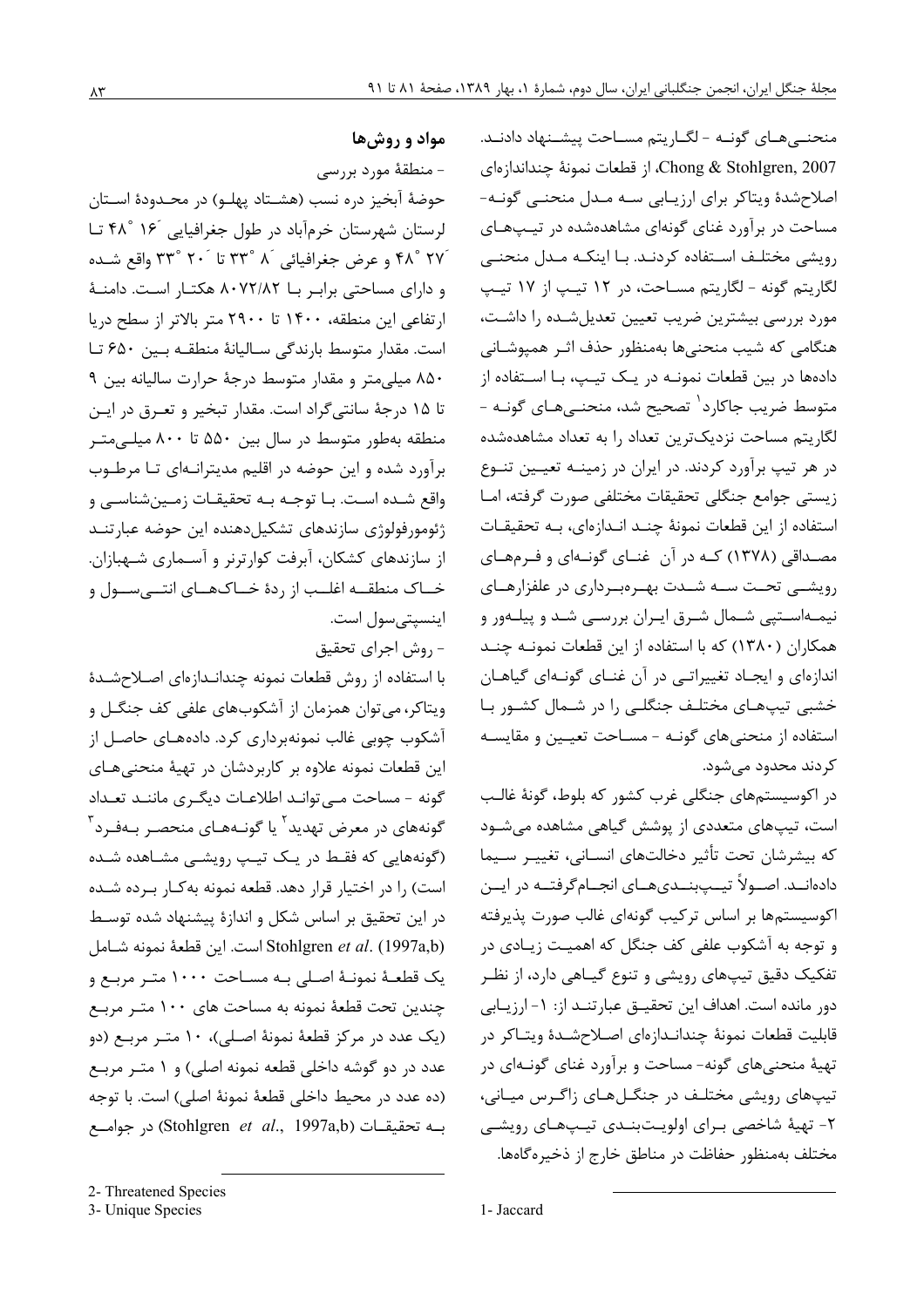منحنی‌های گونه - لگاریتم مساحت پیشنهاد دادند. Chong & Stohlgren, 2007، از قطعات نمونهٔ چندانداز‌های اصلاح‌شدهٔ ویتاکر برای ارزیابی سه مدل منحنی گونه- مساحت در برآورد غنای گونه‌ای مشاهده‌شده در تیپ‌های رویشی مختلف استفاده کردند. با اینکه مدل منحنی لگاریتم گونه - لگاریتم مساحت، در ۱۲ تیپ از ۱۷ تیپ مورد بررسی بیشترین ضریب تعیین تعدیل‌شده را داشت، هنگامی که شیب منحنی‌ها به‌منظور حذف اثر همپوشانی داده‌ها در بین قطعات نمونه در یک تیپ، با استفاده از متوسط ضریب جاکارد[1] تصحیح شد، منحنی‌های گونه - لگاریتم مساحت نزدیک‌ترین تعداد را به تعداد مشاهده‌شده در هر تیپ برآورد کردند. در ایران در زمینه تعیین تنوع زیستی جوامع جنگلی تحقیقات مختلفی صورت گرفته، اما استفاده از این قطعات نمونهٔ چند اندازه‌ای، به تحقیقات مصداقی (۱۳۷۸) که در آن غنای گونه‌ای و فرم‌های رویشی تحت سه شدت بهره‌برداری در علفزارهای نیمه‌استپی شمال شرق ایران بررسی شد و پیله‌ور و همکاران (۱۳۸۰) که با استفاده از این قطعات نمونه چند اندازه‌ای و ایجاد تغییراتی در آن غنای گونه‌ای گیاهان خشبی تیپ‌های مختلف جنگلی را در شمال کشور با استفاده از منحنی‌های گونه - مساحت تعیین و مقایسه کردند محدود می‌شود.

در اکوسیستم‌های جنگلی غرب کشور که بلوط، گونهٔ غالب است، تیپ‌های متعددی از پوشش گیاهی مشاهده می‌شود که بیشترشان تحت تأثیر دخالت‌های انسانی، تغییر سیما داده‌اند. اصولاً تیپ‌بندی‌های انجام‌گرفته در این اکوسیستم‌ها بر اساس ترکیب گونه‌ای غالب صورت پذیرفته و توجه به آشکوب علفی کف جنگل که اهمیت زیادی در تفکیک دقیق تیپ‌های رویشی و تنوع گیاهی دارد، از نظر دور مانده است. اهداف این تحقیق عبارتند از: ۱- ارزیابی قابلیت قطعات نمونهٔ چنداندازه‌ای اصلاح‌شدهٔ ویتاکر در تهیهٔ منحنی‌های گونه- مساحت و برآورد غنای گونه‌ای در تیپ‌های رویشی مختلف در جنگل‌های زاگرس میانی، ۲- تهیهٔ شاخصی برای اولویت‌بندی تیپ‌های رویشی مختلف به‌منظور حفاظت در مناطق خارج از ذخیره‌گاه‌ها.

## مواد و روش‌ها

- منطقهٔ مورد بررسی

حوضهٔ آبخیز دره نسب (هشتاد پهلو) در محدودهٔ استان لرستان شهرستان خرم‌آباد در طول جغرافیایی ´۱۶ °۴۸ تا ´۲۷ °۴۸ و عرض جغرافیائی ´۸ °۳۳ تا ´۲۰ °۳۳ واقع شده و دارای مساحتی برابر با ۸۰۷۲/۸۲ هکتار است. دامنهٔ ارتفاعی این منطقه، ۱۴۰۰ تا ۲۹۰۰ متر بالاتر از سطح دریا است. مقدار متوسط بارندگی سالیانهٔ منطقه بین ۶۵۰ تا ۸۵۰ میلی‌متر و مقدار متوسط درجهٔ حرارت سالیانه بین ۹ تا ۱۵ درجهٔ سانتی‌گراد است. مقدار تبخیر و تعرق در این منطقه به‌طور متوسط در سال بین ۵۵۰ تا ۸۰۰ میلی‌متر برآورد شده و این حوضه در اقلیم مدیترانه‌ای تا مرطوب واقع شده است. با توجه به تحقیقات زمین‌شناسی و ژئومورفولوژی سازندهای تشکیل‌دهنده این حوضه عبارتند از سازندهای کشکان، آبرفت کواترنر و آسماری شهبازان. خاک منطقه اغلب از ردهٔ خاک‌های انتی‌سول و اینسپتی‌سول است.

- روش اجرای تحقیق

با استفاده از روش قطعات نمونه چنداندازه‌ای اصلاح‌شدهٔ ویتاکر، می‌توان همزمان از آشکوب‌های علفی کف جنگل و آشکوب چوبی غالب نمونه‌برداری کرد. داده‌های حاصل از این قطعات نمونه علاوه بر کاربردشان در تهیهٔ منحنی‌های گونه - مساحت می‌تواند اطلاعات دیگری مانند تعداد گونه‌های در معرض تهدید[2] یا گونه‌های منحصر به‌فرد[3] (گونه‌هایی که فقط در یک تیپ رویشی مشاهده شده است) را در اختیار قرار دهد. قطعه نمونه به‌کار برده شده در این تحقیق بر اساس شکل و اندازهٔ پیشنهاد شده توسط Stohlgren *et al*. (1997a,b) است. این قطعهٔ نمونه شامل یک قطعهٔ نمونهٔ اصلی به مساحت ۱۰۰۰ متر مربع و چندین تحت قطعهٔ نمونه به مساحت های ۱۰۰ متر مربع (یک عدد در مرکز قطعهٔ نمونهٔ اصلی)، ۱۰ متر مربع (دو عدد در دو گوشه داخلی قطعه نمونه اصلی) و ۱ متر مربع (ده عدد در محیط داخلی قطعهٔ نمونهٔ اصلی) است. با توجه به تحقیقات (Stohlgren *et al*., 1997a,b) در جوامع

---

1- Jaccard

2- Threatened Species

3- Unique Species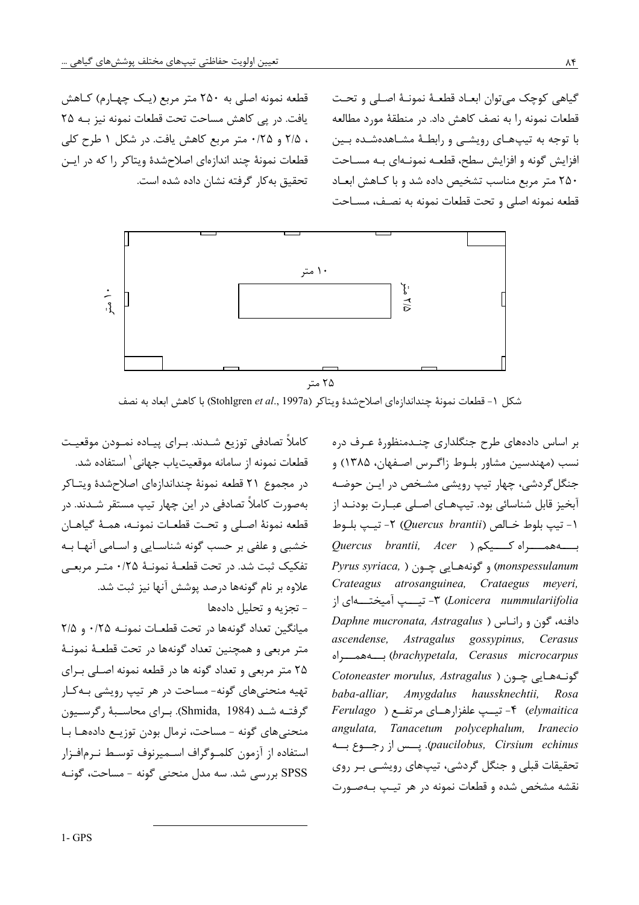گیاهی کوچک می‌توان ابعـاد قطعـهٔ نمونـهٔ اصـلی و تحـت قطعات نمونه را به نصف کاهش داد. در منطقهٔ مورد مطالعه با توجه به تیپ‌هـای رویشـی و رابطـهٔ مشـاهده‌شـده بـین افزایش گونه و افزایش سطح، قطعـه نمونـه‌ای بـه مسـاحت ۲۵۰ متر مربع مناسب تشخیص داده شد و با کـاهش ابعـاد قطعه نمونه اصلی و تحت قطعات نمونه به نصـف، مسـاحت قطعه نمونه اصلی به ۲۵۰ متر مربع (یـک چهـارم) کـاهش یافت. در پی کاهش مساحت تحت قطعات نمونه نیز بـه ۲۵ ، ۲/۵ و ۰/۲۵ متر مربع کاهش یافت. در شکل ۱ طرح کلی قطعات نمونهٔ چند اندازه‌ای اصلاح‌شدهٔ ویتاکر را که در ایـن تحقیق به‌کار گرفته شده نشان داده شده است.

شکل ۱- قطعات نمونهٔ چنداندازه‌ای اصلاح‌شدهٔ ویتاکر (Stohlgren *et al*., 1997a) با کاهش ابعاد به نصف

بر اساس داده‌های طرح جنگلداری چنـدمنظورهٔ عـرف دره نسب (مهندسین مشاور بلـوط زاگـرس اصـفهان، ۱۳۸۵) و جنگل‌گردشی، چهار تیپ رویشی مشـخص در ایـن حوضـه آبخیز قابل شناسائی بود. تیپ‌هـای اصـلی عبـارت بودنـد از ۱- تیپ بلوط خـالص (*Quercus brantii*) ۲- تیـپ بلـوط بـــه‌همـــراه کـــیکم (*Quercus brantii, Acer monspessulanum*) و گونه‌هـایی چـون (*Pyrus syriaca, Crateagus atrosanguinea, Crataegus meyeri, Lonicera nummulariifolia*) ۳- تیـــپ آمیختـــه‌ای از دافنه، گون و رانـاس (*Daphne mucronata, Astragalus ascendense, Astragalus gossypinus, Cerasus brachypetala, Cerasus microcarpus*) بـــه‌همـــراه گونـه‌هـایی چـون (*Cotoneaster morulus, Astragalus baba-alliar, Amygdalus haussknechtii, Rosa elymaitica*) ۴- تیـپ علفزارهـای مرتفـع (*Ferulago angulata, Tanacetum polycephalum, Iranecio paucilobus, Cirsium echinus*). پـس از رجـوع بـه تحقیقات قبلی و جنگل گردشی، تیپ‌های رویشـی بـر روی نقشه مشخص شده و قطعات نمونه در هر تیـپ بـه‌صـورت کاملاً تصادفی توزیع شـدند. بـرای پیـاده نمـودن موقعیـت قطعات نمونه از سامانه موقعیت‌یاب جهانی[1] استفاده شد. در مجموع ۲۱ قطعه نمونهٔ چنداندازه‌ای اصلاح‌شدهٔ ویتـاکر به‌صورت کاملاً تصادفی در این چهار تیپ مستقر شـدند. در قطعه نمونهٔ اصـلی و تحـت قطعـات نمونـه، همـهٔ گیاهـان خشبی و علفی بر حسب گونه شناسـایی و اسـامی آنهـا بـه تفکیک ثبت شد. در تحت قطعـهٔ نمونـهٔ ۰/۲۵ متـر مربعـی علاوه بر نام گونه‌ها درصد پوشش آنها نیز ثبت شد.

### - تجزیه و تحلیل داده‌ها

میانگین تعداد گونه‌ها در تحت قطعـات نمونـه ۰/۲۵ و ۲/۵ متر مربعی و همچنین تعداد گونه‌ها در تحت قطعـهٔ نمونـهٔ ۲۵ متر مربعی و تعداد گونه ها در قطعه نمونه اصلی بـرای تهیه منحنی‌های گونه- مساحت در هر تیپ رویشی بـه‌کـار گرفتـه شـد (Shmida, 1984). بـرای محاسـبهٔ رگرسـیون منحنی‌های گونه - مساحت، نرمال بودن توزیـع داده‌هـا بـا استفاده از آزمون کلمـوگراف اسـمیرنوف توسـط نـرم‌افـزار SPSS بررسی شد. سه مدل منحنی گونه - مساحت، گونـه

1- GPS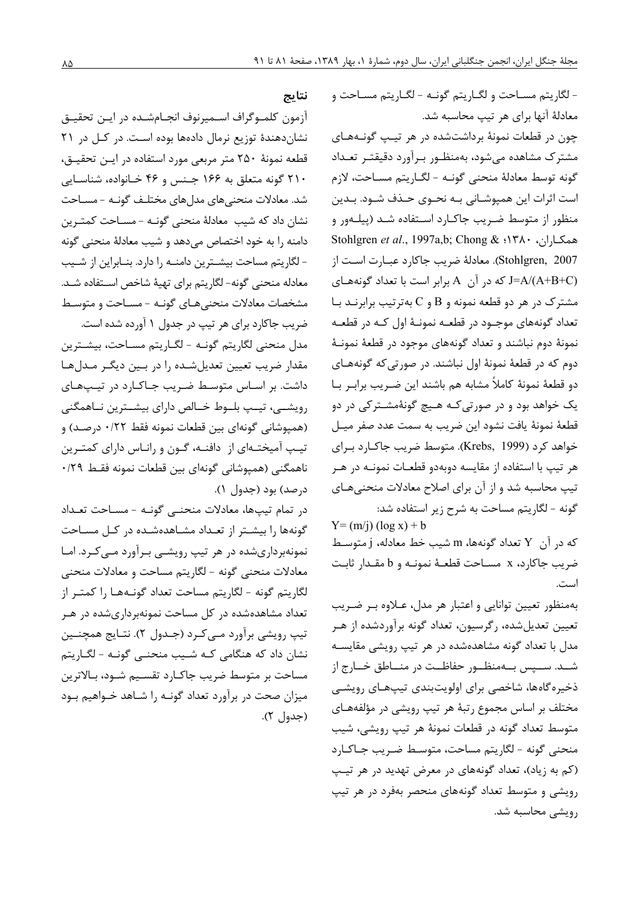- لگاریتم مساحت و لگاریتم گونه - لگاریتم مساحت و معادلهٔ آنها برای هر تیپ محاسبه شد.

چون در قطعات نمونهٔ برداشت‌شده در هر تیپ گونه‌های مشترک مشاهده می‌شود، به‌منظور برآورد دقیق‌تر تعداد گونه توسط معادلهٔ منحنی گونه - لگاریتم مساحت، لازم است اثرات این همپوشانی به نحوی حذف شود. بدین منظور از متوسط ضریب جاکارد استفاده شد (پیله‌ور و همکاران، ۱۳۸۰؛ Stohlgren *et al*., 1997a,b; Chong & Stohlgren, 2007). معادلهٔ ضریب جاکارد عبارت است از $J=A/(A+B+C)$ که در آن A برابر است با تعداد گونه‌های مشترک در هر دو قطعه نمونه و B و C به‌ترتیب برابرند با تعداد گونه‌های موجود در قطعه نمونهٔ اول که در قطعه نمونهٔ دوم نباشند و تعداد گونه‌های موجود در قطعهٔ نمونهٔ دوم که در قطعهٔ نمونهٔ اول نباشند. در صورتی‌که گونه‌های دو قطعهٔ نمونهٔ کاملاً مشابه هم باشند این ضریب برابر با یک خواهد بود و در صورتی‌که هیچ گونهٔ مشترکی در دو قطعهٔ نمونهٔ یافت نشود این ضریب به سمت عدد صفر میل خواهد کرد (Krebs, 1999). متوسط ضریب جاکارد برای هر تیپ با استفاده از مقایسه دوبه‌دو قطعات نمونه در هر تیپ محاسبه شد و از آن برای اصلاح معادلات منحنی‌های گونه - لگاریتم مساحت به شرح زیر استفاده شد:

$$Y= (m/j)\ (\log x) + b$$

که در آن Y تعداد گونه‌ها، m شیب خط معادله، j متوسط ضریب جاکارد، x مساحت قطعهٔ نمونه و b مقدار ثابت است.

به‌منظور تعیین توانایی و اعتبار هر مدل، علاوه بر ضریب تعیین تعدیل‌شده، رگرسیون، تعداد گونه برآوردشده از هر مدل با تعداد گونه مشاهده‌شده در هر تیپ رویشی مقایسه شد. سپس به‌منظور حفاظت در مناطق خارج از ذخیره‌گاه‌ها، شاخصی برای اولویت‌بندی تیپ‌های رویشی مختلف بر اساس مجموع رتبهٔ هر تیپ رویشی در مؤلفه‌های متوسط تعداد گونه در قطعات نمونهٔ هر تیپ رویشی، شیب منحنی گونه - لگاریتم مساحت، متوسط ضریب جاکارد (کم به زیاد)، تعداد گونه‌های در معرض تهدید در هر تیپ رویشی و متوسط تعداد گونه‌های منحصر به‌فرد در هر تیپ رویشی محاسبه شد.

## نتایج

آزمون کلموگراف اسمیرنوف انجام‌شده در این تحقیق نشان‌دهندهٔ توزیع نرمال داده‌ها بوده است. در کل در ۲۱ قطعه نمونهٔ ۲۵۰ متر مربعی مورد استفاده در این تحقیق، ۲۱۰ گونه متعلق به ۱۶۶ جنس و ۴۶ خانواده، شناسایی شد. معادلات منحنی‌های مدل‌های مختلف گونه - مساحت نشان داد که شیب معادلهٔ منحنی گونه - مساحت کمترین دامنه را به خود اختصاص می‌دهد و شیب معادلهٔ منحنی گونه - لگاریتم مساحت بیشترین دامنه را دارد. بنابراین از شیب معادله منحنی گونه- لگاریتم برای تهیهٔ شاخص استفاده شد. مشخصات معادلات منحنی‌های گونه - مساحت و متوسط ضریب جاکارد برای هر تیپ در جدول ۱ آورده شده است.

مدل منحنی لگاریتم گونه - لگاریتم مساحت، بیشترین مقدار ضریب تعیین تعدیل‌شده را در بین دیگر مدل‌ها داشت. بر اساس متوسط ضریب جاکارد در تیپ‌های رویشی، تیپ بلوط خالص دارای بیشترین ناهمگنی (همپوشانی گونه‌ای بین قطعات نمونه فقط ۰/۲۲ درصد) و تیپ آمیخته‌ای از دافنه، گون و رانـاس دارای کمترین ناهمگنی (همپوشانی گونه‌ای بین قطعات نمونه فقط ۰/۲۹ درصد) بود (جدول ۱).

در تمام تیپ‌ها، معادلات منحنی گونه - مساحت تعداد گونه‌ها را بیشتر از تعداد مشاهده‌شده در کل مساحت نمونه‌برداری‌شده در هر تیپ رویشی برآورد می‌کرد. اما معادلات منحنی گونه - لگاریتم مساحت و معادلات منحنی لگاریتم گونه - لگاریتم مساحت تعداد گونه‌ها را کمتر از تعداد مشاهده‌شده در کل مساحت نمونه‌برداری‌شده در هر تیپ رویشی برآورد می‌کرد (جدول ۲). نتایج همچنین نشان داد که هنگامی که شیب منحنی گونه - لگاریتم مساحت بر متوسط ضریب جاکارد تقسیم شود، بالاترین میزان صحت در برآورد تعداد گونه را شاهد خواهیم بود (جدول ۲).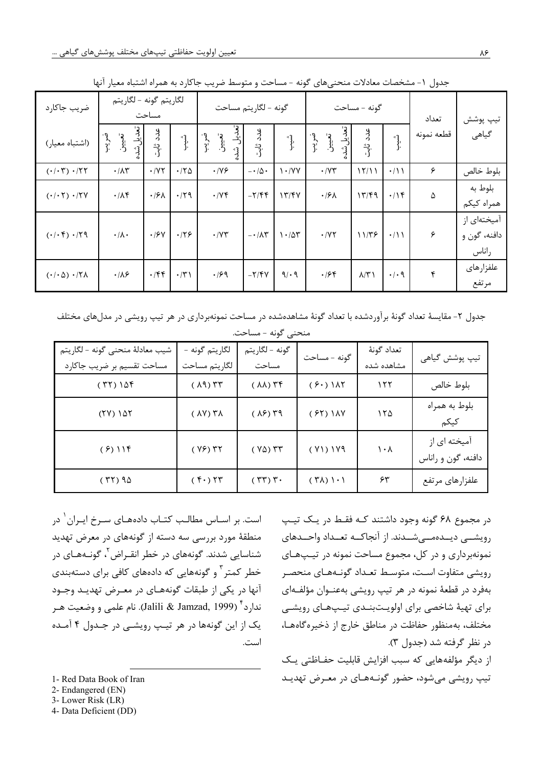جدول ۱- مشخصات معادلات منحنی‌های گونه - مساحت و متوسط ضریب جاکارد به همراه اشتباه معیار آنها

| تیپ پوشش گیاهی | تعداد قطعه نمونه | گونه - مساحت | | | گونه - لگاریتم مساحت | | | لگاریتم گونه - لگاریتم مساحت | | | ضریب جاکارد |
|---|---|---|---|---|---|---|---|---|---|---|---|
| | | شیب | عدد ثابت | ضریب تعیین تعدیل‌شده | شیب | عدد ثابت | ضریب تعیین تعدیل شده | شیب | عدد ثابت | ضریب تعیین تعدیل‌شده | (اشتباه معیار) |
| بلوط خالص | ۶ | ۰/۱۱ | ۱۲/۱۱ | ۰/۷۳ | ۱۰/۷۷ | ۰/۵۰- | ۰/۷۶ | ۰/۲۵ | ۰/۷۲ | ۰/۸۳ | (۰/۰۳) ۰/۲۲ |
| بلوط به همراه کیکم | ۵ | ۰/۱۴ | ۱۳/۴۹ | ۰/۶۸ | ۱۳/۴۷ | ۲/۴۴- | ۰/۷۴ | ۰/۲۹ | ۰/۶۸ | ۰/۸۴ | (۰/۰۲) ۰/۲۷ |
| آمیخته‌ای از دافنه، گون و راناس | ۶ | ۰/۱۱ | ۱۱/۳۶ | ۰/۷۲ | ۱۰/۵۳ | ۰/۸۳- | ۰/۷۳ | ۰/۲۶ | ۰/۶۷ | ۰/۸۰ | (۰/۰۴) ۰/۲۹ |
| علفزارهای مرتفع | ۴ | ۰/۰۹ | ۸/۳۱ | ۰/۶۴ | ۹/۰۹ | ۲/۴۷- | ۰/۶۹ | ۰/۳۱ | ۰/۴۴ | ۰/۸۶ | (۰/۰۵) ۰/۲۸ |

جدول ۲- مقایسهٔ تعداد گونهٔ برآوردشده با تعداد گونهٔ مشاهده‌شده در مساحت نمونه‌برداری در هر تیپ رویشی در مدل‌های مختلف منحنی گونه - مساحت.

| تیپ پوشش گیاهی | تعداد گونهٔ مشاهده شده | گونه - مساحت | گونه - لگاریتم مساحت | لگاریتم گونه - لگاریتم مساحت | شیب معادلهٔ منحنی گونه - لگاریتم مساحت تقسیم بر ضریب جاکارد |
|---|---|---|---|---|---|
| بلوط خالص | ۱۲۲ | (۶۰) ۱۸۲ | (۸۸) ۳۴ | (۸۹) ۳۳ | (۳۲) ۱۵۴ |
| بلوط به همراه کیکم | ۱۲۵ | (۶۲) ۱۸۷ | (۸۶) ۳۹ | (۸۷) ۳۸ | (۲۷) ۱۵۲ |
| آمیخته ای از دافنه، گون و راناس | ۱۰۸ | (۷۱) ۱۷۹ | (۷۵) ۳۳ | (۷۶) ۳۲ | (۶) ۱۱۴ |
| علفزارهای مرتفع | ۶۳ | (۳۸) ۱۰۱ | (۳۳) ۳۰ | (۴۰) ۲۳ | (۳۲) ۹۵ |

در مجموع ۶۸ گونه وجود داشتند که فقط در یک تیپ رویشی دیده‌می‌شدند. از آنجاکه تعداد واحدهای نمونه‌برداری و در کل، مجموع مساحت نمونه در تیپ‌های رویشی متفاوت است، متوسط تعداد گونه‌های منحصر به‌فرد در قطعهٔ نمونه در هر تیپ رویشی به‌عنوان مؤلفه‌ای برای تهیهٔ شاخصی برای اولویت‌بندی تیپ‌های رویشی مختلف، به‌منظور حفاظت در مناطق خارج از ذخیره‌گاه‌ها، در نظر گرفته شد (جدول ۳).

از دیگر مؤلفه‌هایی که سبب افزایش قابلیت حفاظتی یک تیپ رویشی می‌شود، حضور گونه‌های در معرض تهدید است. بر اساس مطالب کتاب داده‌های سرخ ایران[1] در منطقهٔ مورد بررسی سه دسته از گونه‌های در معرض تهدید شناسایی شدند. گونه‌های در خطر انقراض[2]، گونه‌های در خطر کمتر[3] و گونه‌هایی که داده‌های کافی برای دسته‌بندی آنها در یکی از طبقات گونه‌های در معرض تهدید وجود ندارد[4] (Jalili & Jamzad, 1999). نام علمی و وضعیت هر یک از این گونه‌ها در هر تیپ رویشی در جدول ۴ آمده است.

---

1- Red Data Book of Iran
2- Endangered (EN)
3- Lower Risk (LR)
4- Data Deficient (DD)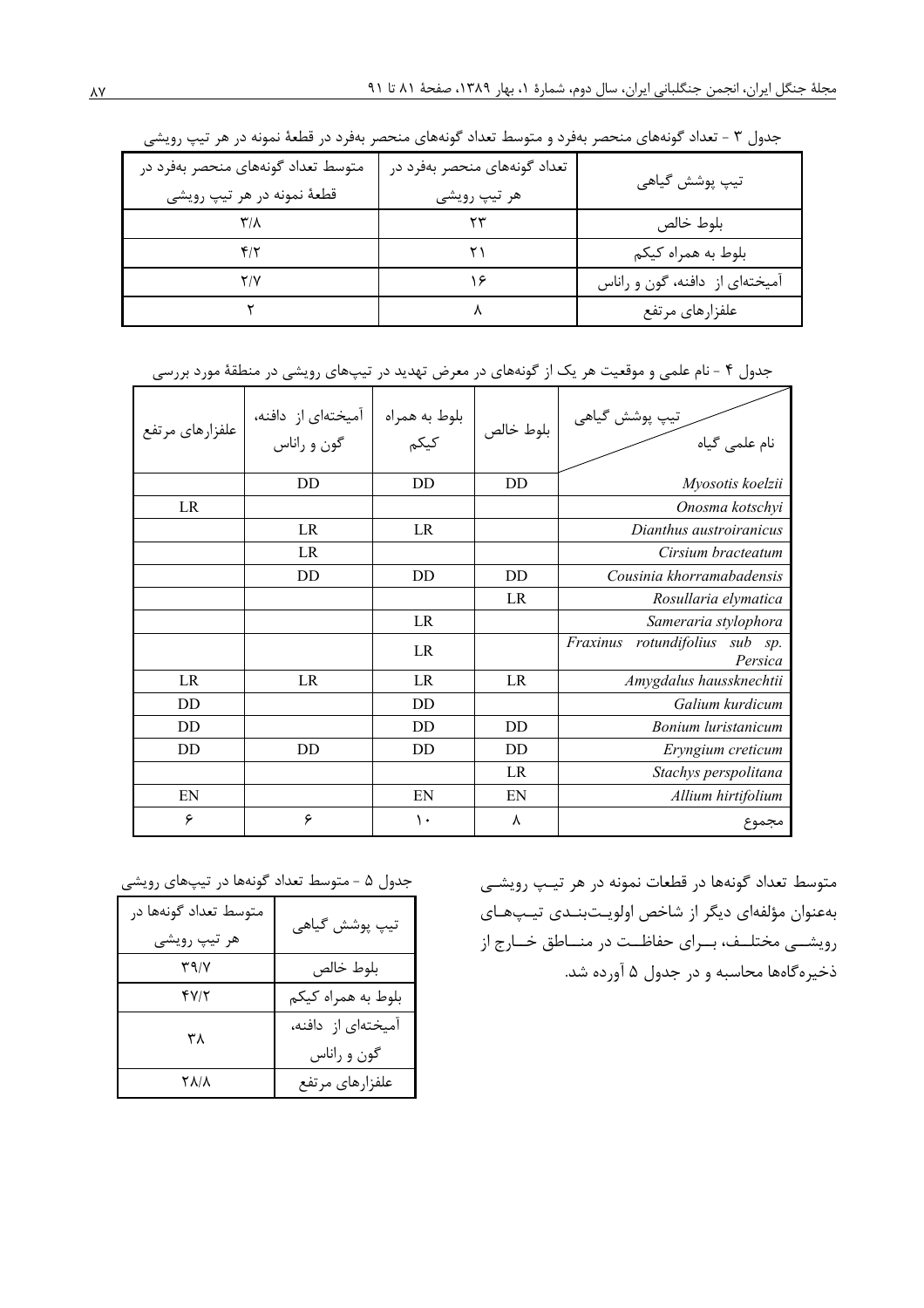جدول ۳ - تعداد گونه‌های منحصر به‌فرد و متوسط تعداد گونه‌های منحصر به‌فرد در قطعهٔ نمونه در هر تیپ رویشی

| تیپ پوشش گیاهی | تعداد گونه‌های منحصر به‌فرد در هر تیپ رویشی | متوسط تعداد گونه‌های منحصر به‌فرد در قطعهٔ نمونه در هر تیپ رویشی |
|---|---|---|
| بلوط خالص | ۲۳ | ۳/۸ |
| بلوط به همراه کیکم | ۲۱ | ۴/۲ |
| آمیخته‌ای از دافنه، گون و راناس | ۱۶ | ۲/۷ |
| علفزارهای مرتفع | ۸ | ۲ |

جدول ۴ - نام علمی و موقعیت هر یک از گونه‌های در معرض تهدید در تیپ‌های رویشی در منطقهٔ مورد بررسی

| نام علمی گیاه / تیپ پوشش گیاهی | بلوط خالص | بلوط به همراه کیکم | آمیخته‌ای از دافنه، گون و راناس | علفزارهای مرتفع |
|---|---|---|---|---|
| *Myosotis koelzii* | DD | DD | DD | |
| *Onosma kotschyi* | | | | LR |
| *Dianthus austroiranicus* | | LR | LR | |
| *Cirsium bracteatum* | | | LR | |
| *Cousinia khorramabadensis* | DD | DD | DD | |
| *Rosullaria elymatica* | LR | | | |
| *Sameraria stylophora* | | LR | | |
| *Fraxinus rotundifolius sub sp. Persica* | | LR | | |
| *Amygdalus haussknechtii* | LR | LR | LR | LR |
| *Galium kurdicum* | | DD | | DD |
| *Bonium luristanicum* | DD | DD | | DD |
| *Eryngium creticum* | DD | DD | DD | DD |
| *Stachys perspolitana* | LR | | | |
| *Allium hirtifolium* | EN | EN | | EN |
| مجموع | ۸ | ۱۰ | ۶ | ۶ |

متوسط تعداد گونه‌ها در قطعات نمونه در هر تیپ رویشی به‌عنوان مؤلفه‌ای دیگر از شاخص اولویت‌بندی تیپ‌های رویشی مختلف، برای حفاظت در مناطق خارج از ذخیره‌گاه‌ها محاسبه و در جدول ۵ آورده شد.

جدول ۵ - متوسط تعداد گونه‌ها در تیپ‌های رویشی

| تیپ پوشش گیاهی | متوسط تعداد گونه‌ها در هر تیپ رویشی |
|---|---|
| بلوط خالص | ۳۹/۷ |
| بلوط به همراه کیکم | ۴۷/۲ |
| آمیخته‌ای از دافنه، گون و راناس | ۳۸ |
| علفزارهای مرتفع | ۲۸/۸ |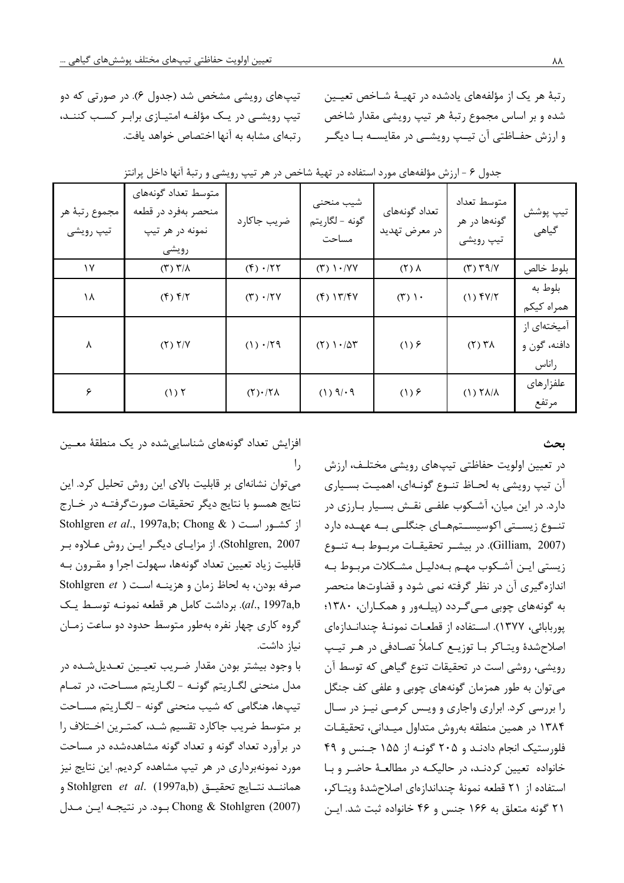رتبهٔ هر یک از مؤلفه‌های یادشده در تهیهٔ شاخص تعیین شده و بر اساس مجموع رتبهٔ هر تیپ رویشی مقدار شاخص و ارزش حفاظتی آن تیپ رویشی در مقایسه با دیگر تیپ‌های رویشی مشخص شد (جدول ۶). در صورتی که دو تیپ رویشی در یک مؤلفه امتیازی برابر کسب کنند، رتبه‌ای مشابه به آنها اختصاص خواهد یافت.

جدول ۶ - ارزش مؤلفه‌های مورد استفاده در تهیهٔ شاخص در هر تیپ رویشی و رتبهٔ آنها داخل پرانتز

| تیپ پوشش گیاهی | متوسط تعداد گونه‌ها در هر تیپ رویشی | تعداد گونه‌های در معرض تهدید | شیب منحنی گونه - لگاریتم مساحت | ضریب جاکارد | متوسط تعداد گونه‌های منحصر به‌فرد در قطعه نمونه در هر تیپ رویشی | مجموع رتبهٔ هر تیپ رویشی |
| --- | --- | --- | --- | --- | --- | --- |
| بلوط خالص | (۳) ۳۹/۷ | (۲) ۸ | (۳) ۱۰/۷۷ | (۴) ۰/۲۲ | (۳) ۳/۸ | ۱۷ |
| بلوط به همراه کیکم | (۱) ۴۷/۲ | (۳) ۱۰ | (۴) ۱۳/۴۷ | (۳) ۰/۲۷ | (۴) ۴/۲ | ۱۸ |
| آمیخته‌ای از دافنه، گون و راناس | (۲) ۳۸ | (۱) ۶ | (۲) ۱۰/۵۳ | (۱) ۰/۲۹ | (۲) ۲/۷ | ۸ |
| علفزارهای مرتفع | (۱) ۲۸/۸ | (۱) ۶ | (۱) ۹/۰۹ | (۲) ۰/۲۸ | (۱) ۲ | ۶ |

## بحث

در تعیین اولویت حفاظتی تیپ‌های رویشی مختلف، ارزش آن تیپ رویشی به لحاظ تنوع گونه‌ای، اهمیت بسیاری دارد. در این میان، آشکوب علفی نقش بسیار بارزی در تنوع زیستی اکوسیستم‌های جنگلی به عهده دارد (Gilliam, 2007). در بیشتر تحقیقات مربوط به تنوع زیستی این آشکوب مهم به‌دلیل مشکلات مربوط به اندازه‌گیری آن در نظر گرفته نمی شود و قضاوت‌ها منحصر به گونه‌های چوبی می‌گردد (پیله‌ور و همکاران، ۱۳۸۰؛ پوربابائی، ۱۳۷۷). استفاده از قطعات نمونهٔ چندانداز‌ه‌ای اصلاح‌شدهٔ ویتاکر با توزیع کاملاً تصادفی در هر تیپ رویشی، روشی است در تحقیقات تنوع گیاهی که توسط آن می‌توان به طور همزمان گونه‌های چوبی و علفی کف جنگل را بررسی کرد. ابراری واجاری و ویس کرمی نیز در سال ۱۳۸۴ در همین منطقه به‌روش متداول میدانی، تحقیقات فلورستیک انجام دادند و ۲۰۵ گونه از ۱۵۵ جنس و ۴۹ خانواده تعیین کردند، در حالیکه در مطالعهٔ حاضر و با استفاده از ۲۱ قطعه نمونهٔ چندانداز‌ه‌ای اصلاح‌شدهٔ ویتاکر، ۲۱ گونه متعلق به ۱۶۶ جنس و ۴۶ خانواده ثبت شد. این افزایش تعداد گونه‌های شناسایی‌شده در یک منطقهٔ معین را می‌توان نشانه‌ای بر قابلیت بالای این روش تحلیل کرد. این نتایج همسو با نتایج دیگر تحقیقات صورت‌گرفته در خارج از کشور است (Stohlgren *et al*., 1997a,b; Chong & Stohlgren, 2007). از مزایای دیگر این روش علاوه بر قابلیت زیاد تعیین تعداد گونه‌ها، سهولت اجرا و مقرون به صرفه بودن، به لحاظ زمان و هزینه است (Stohlgren *et al*., 1997a,b). برداشت کامل هر قطعه نمونه توسط یک گروه کاری چهار نفره به‌طور متوسط حدود دو ساعت زمان نیاز داشت.

با وجود بیشتر بودن مقدار ضریب تعیین تعدیل‌شده در مدل منحنی لگاریتم گونه - لگاریتم مساحت، در تمام تیپ‌ها، هنگامی که شیب منحنی گونه - لگاریتم مساحت بر متوسط ضریب جاکارد تقسیم شد، کمترین اختلاف را در برآورد تعداد گونه و تعداد گونه مشاهده‌شده در مساحت مورد نمونه‌برداری در هر تیپ مشاهده کردیم. این نتایج نیز همانند نتایج تحقیق Stohlgren *et al*. (1997a,b) و Chong & Stohlgren (2007) بود. در نتیجه این مدل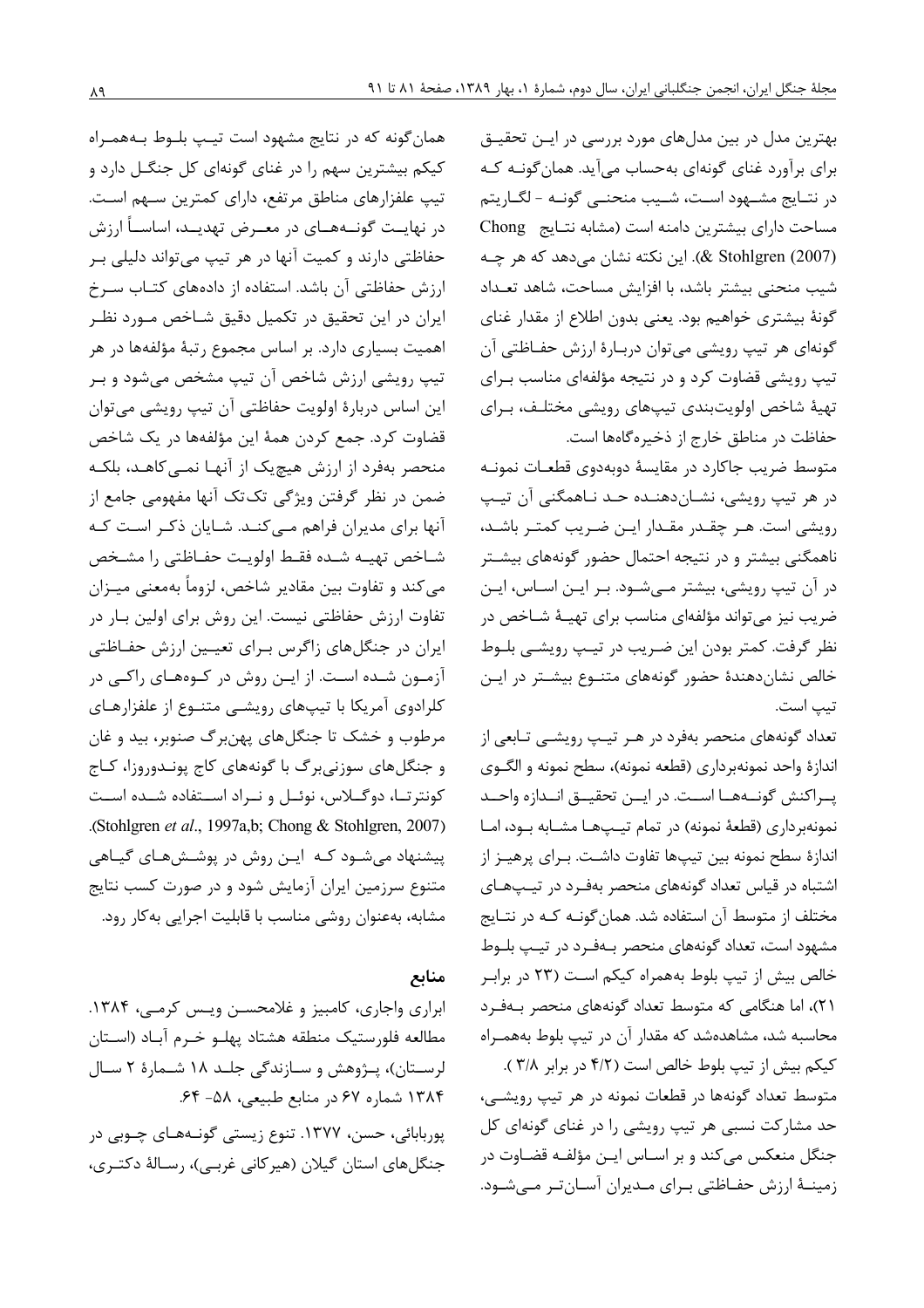بهترین مدل در بین مدل‌های مورد بررسی در این تحقیق برای برآورد غنای گونه‌ای به‌حساب می‌آید. همان‌گونه که در نتایج مشهود است، شیب منحنی گونه - لگاریتم مساحت دارای بیشترین دامنه است (مشابه نتایج Chong & Stohlgren (2007)). این نکته نشان می‌دهد که هر چه شیب منحنی بیشتر باشد، با افزایش مساحت، شاهد تعداد گونهٔ بیشتری خواهیم بود. یعنی بدون اطلاع از مقدار غنای گونه‌ای هر تیپ رویشی می‌توان دربارهٔ ارزش حفاظتی آن تیپ رویشی قضاوت کرد و در نتیجه مؤلفه‌ای مناسب برای تهیهٔ شاخص اولویت‌بندی تیپ‌های رویشی مختلف، برای حفاظت در مناطق خارج از ذخیره‌گاه‌ها است.

متوسط ضریب جاکارد در مقایسهٔ دوبه‌دوی قطعات نمونه در هر تیپ رویشی، نشان‌دهنده حد ناهمگنی آن تیپ رویشی است. هر چقدر مقدار این ضریب کمتر باشد، ناهمگنی بیشتر و در نتیجه احتمال حضور گونه‌های بیشتر در آن تیپ رویشی، بیشتر می‌شود. بر این اساس، این ضریب نیز می‌تواند مؤلفه‌ای مناسب برای تهیهٔ شاخص در نظر گرفت. کمتر بودن این ضریب در تیپ رویشی بلوط خالص نشان‌دهندهٔ حضور گونه‌های متنوع بیشتر در این تیپ است.

تعداد گونه‌های منحصر به‌فرد در هر تیپ رویشی تابعی از اندازهٔ واحد نمونه‌برداری (قطعه نمونه)، سطح نمونه و الگوی پراکنش گونه‌ها است. در این تحقیق اندازه واحد نمونه‌برداری (قطعهٔ نمونه) در تمام تیپ‌ها مشابه بود، اما اندازهٔ سطح نمونه بین تیپ‌ها تفاوت داشت. برای پرهیز از اشتباه در قیاس تعداد گونه‌های منحصر به‌فرد در تیپ‌های مختلف از متوسط آن استفاده شد. همان‌گونه که در نتایج مشهود است، تعداد گونه‌های منحصر به‌فرد در تیپ بلوط خالص بیش از تیپ بلوط به‌همراه کیکم است (۲۳ در برابر ۲۱)، اما هنگامی که متوسط تعداد گونه‌های منحصر به‌فرد محاسبه شد، مشاهده‌شد که مقدار آن در تیپ بلوط به‌همراه کیکم بیش از تیپ بلوط خالص است (۴/۲ در برابر ۳/۸).

متوسط تعداد گونه‌ها در قطعات نمونه در هر تیپ رویشی، حد مشارکت نسبی هر تیپ رویشی را در غنای گونه‌ای کل جنگل منعکس می‌کند و بر اساس این مؤلفه قضاوت در زمینهٔ ارزش حفاظتی برای مدیران آسان‌تر می‌شود.

همان‌گونه که در نتایج مشهود است تیپ بلوط به‌همراه کیکم بیشترین سهم را در غنای گونه‌ای کل جنگل دارد و تیپ علفزارهای مناطق مرتفع، دارای کمترین سهم است. در نهایت گونه‌های در معرض تهدید، اساساً ارزش حفاظتی دارند و کمیت آنها در هر تیپ می‌تواند دلیلی بر ارزش حفاظتی آن باشد. استفاده از داده‌های کتاب سرخ ایران در این تحقیق در تکمیل دقیق شاخص مورد نظر اهمیت بسیاری دارد. بر اساس مجموع رتبهٔ مؤلفه‌ها در هر تیپ رویشی ارزش شاخص آن تیپ مشخص می‌شود و بر این اساس دربارهٔ اولویت حفاظتی آن تیپ رویشی می‌توان قضاوت کرد. جمع کردن همهٔ این مؤلفه‌ها در یک شاخص منحصر به‌فرد از ارزش هیچ‌یک از آنها نمی‌کاهد، بلکه ضمن در نظر گرفتن ویژگی تک‌تک آنها مفهومی جامع از آنها برای مدیران فراهم می‌کند. شایان ذکر است که شاخص تهیه شده فقط اولویت حفاظتی را مشخص می‌کند و تفاوت بین مقادیر شاخص، لزوماً به‌معنی میزان تفاوت ارزش حفاظتی نیست. این روش برای اولین بار در ایران در جنگل‌های زاگرس برای تعیین ارزش حفاظتی آزمون شده است. از این روش در کوه‌های راکی در کلرادوی آمریکا با تیپ‌های رویشی متنوع از علفزارهای مرطوب و خشک تا جنگل‌های پهن‌برگ صنوبر، بید و غان و جنگل‌های سوزنی‌برگ با گونه‌های کاج پوندوروزا، کاج کونترتا، دوگلاس، نوئل و نراد استفاده شده است (Stohlgren *et al*., 1997a,b; Chong & Stohlgren, 2007). پیشنهاد می‌شود که این روش در پوشش‌های گیاهی متنوع سرزمین ایران آزمایش شود و در صورت کسب نتایج مشابه، به‌عنوان روشی مناسب با قابلیت اجرایی به‌کار رود.

## منابع

ابراری واجاری، کامبیز و غلامحسن ویس کرمی، ۱۳۸۴. مطالعه فلورستیک منطقه هشتاد پهلو خرم آباد (استان لرستان)، پژوهش و سازندگی جلد ۱۸ شمارهٔ ۲ سال ۱۳۸۴ شماره ۶۷ در منابع طبیعی، ۵۸- ۶۴.

پوربابائی، حسن، ۱۳۷۷. تنوع زیستی گونه‌های چوبی در جنگل‌های استان گیلان (هیرکانی غربی)، رسالهٔ دکتری،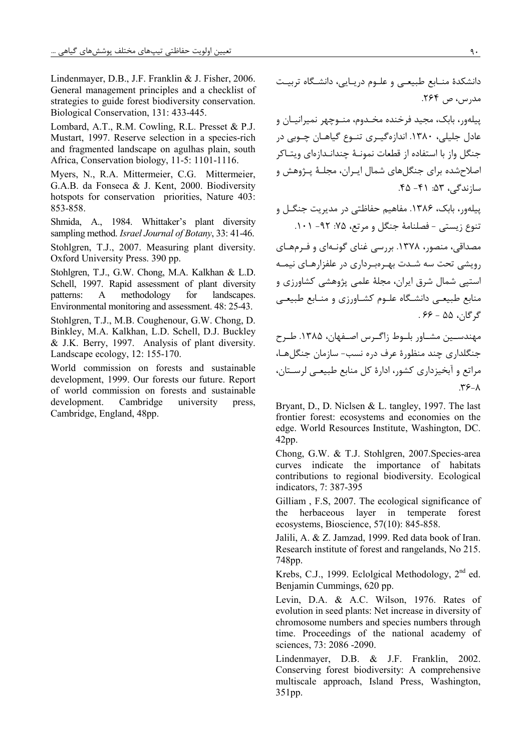دانشکدهٔ منـابع طبیعـی و علـوم دریـایی، دانشـگاه تربیـت مدرس، ص ۲۶۴.

پیله‌ور، بابک، مجید فرخنده مخـدوم، منـوچهر نمیرانیـان و عادل جلیلی، ۱۳۸۰. اندازه‌گیـری تنـوع گیاهـان چـوبی در جنگل واز با استفاده از قطعات نمونـهٔ چندانـدازه‌ای ویتـاکر اصلاح‌شده برای جنگل‌های شمال ایـران، مجلـهٔ پـژوهش و سازندگی، ۵۳: ۴۱- ۴۵.

پیله‌ور، بابک، ۱۳۸۶. مفاهیم حفاظتی در مدیریت جنگـل و تنوع زیستی - فصلنامهٔ جنگل و مرتع، ۷۵: ۹۲- ۱۰۱.

مصداقی، منصور، ۱۳۷۸. بررسی غنای گونـه‌ای و فـرم‌هـای رویشی تحت سه شـدت بهـره‌بـرداری در علفزارهـای نیمـه استپی شمال شرق ایران، مجلهٔ علمی پژوهشی کشاورزی و منابع طبیعـی دانشـگاه علـوم کشـاورزی و منـابع طبیعـی گرگان، ۵۵ - ۶۶.

مهندسـین مشـاور بلـوط زاگـرس اصـفهان، ۱۳۸۵. طـرح جنگلداری چند منظورهٔ عرف دره نسب- سازمان جنگل‌هـا، مراتع و آبخیزداری کشور، ادارهٔ کل منابع طبیعـی لرسـتان، ۸-۳۶.

Bryant, D., D. Niclsen & L. tangley, 1997. The last frontier forest: ecosystems and economies on the edge. World Resources Institute, Washington, DC. 42pp.

Chong, G.W. & T.J. Stohlgren, 2007.Species-area curves indicate the importance of habitats contributions to regional biodiversity. Ecological indicators, 7: 387-395

Gilliam , F.S, 2007. The ecological significance of the herbaceous layer in temperate forest ecosystems, Bioscience, 57(10): 845-858.

Jalili, A. & Z. Jamzad, 1999. Red data book of Iran. Research institute of forest and rangelands, No 215. 748pp.

Krebs, C.J., 1999. Eclolgical Methodology, 2nd ed. Benjamin Cummings, 620 pp.

Levin, D.A. & A.C. Wilson, 1976. Rates of evolution in seed plants: Net increase in diversity of chromosome numbers and species numbers through time. Proceedings of the national academy of sciences, 73: 2086 -2090.

Lindenmayer, D.B. & J.F. Franklin, 2002. Conserving forest biodiversity: A comprehensive multiscale approach, Island Press, Washington, 351pp.

Lindenmayer, D.B., J.F. Franklin & J. Fisher, 2006. General management principles and a checklist of strategies to guide forest biodiversity conservation. Biological Conservation, 131: 433-445.

Lombard, A.T., R.M. Cowling, R.L. Presset & P.J. Mustart, 1997. Reserve selection in a species-rich and fragmented landscape on agulhas plain, south Africa, Conservation biology, 11-5: 1101-1116.

Myers, N., R.A. Mittermeier, C.G. Mittermeier, G.A.B. da Fonseca & J. Kent, 2000. Biodiversity hotspots for conservation priorities, Nature 403: 853-858.

Shmida, A., 1984. Whittaker's plant diversity sampling method. *Israel Journal of Botany*, 33: 41-46.

Stohlgren, T.J., 2007. Measuring plant diversity. Oxford University Press. 390 pp.

Stohlgren, T.J., G.W. Chong, M.A. Kalkhan & L.D. Schell, 1997. Rapid assessment of plant diversity patterns: A methodology for landscapes. Environmental monitoring and assessment. 48: 25-43.

Stohlgren, T.J., M.B. Coughenour, G.W. Chong, D. Binkley, M.A. Kalkhan, L.D. Schell, D.J. Buckley & J.K. Berry, 1997. Analysis of plant diversity. Landscape ecology, 12: 155-170.

World commission on forests and sustainable development, 1999. Our forests our future. Report of world commission on forests and sustainable development. Cambridge university press, Cambridge, England, 48pp.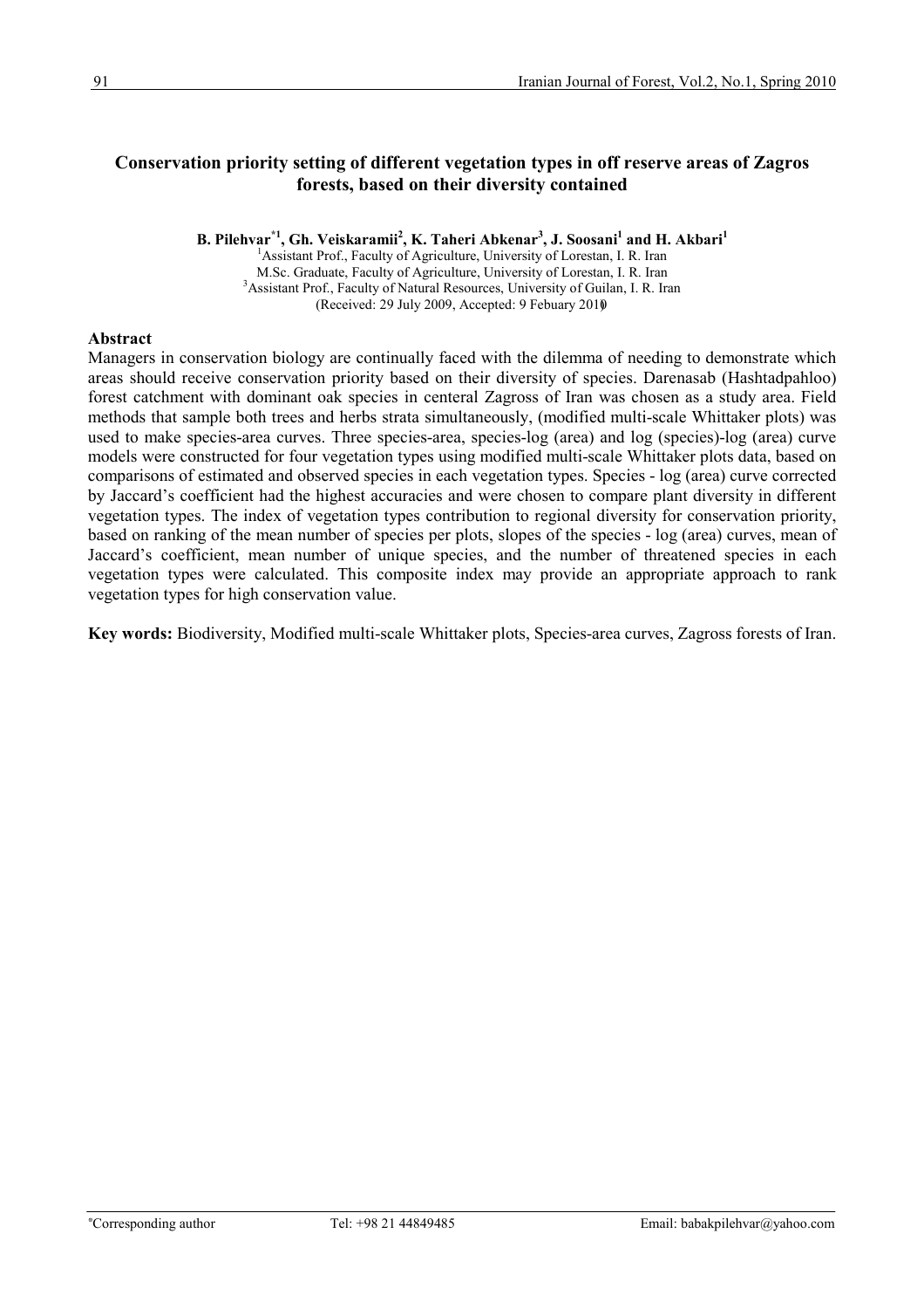## Conservation priority setting of different vegetation types in off reserve areas of Zagros forests, based on their diversity contained

**B. Pilehvar**[*1]**, Gh. Veiskaramii**[2]**, K. Taheri Abkenar**[3]**, J. Soosani**[1] **and H. Akbari**[1]

[1]Assistant Prof., Faculty of Agriculture, University of Lorestan, I. R. Iran

M.Sc. Graduate, Faculty of Agriculture, University of Lorestan, I. R. Iran

[3]Assistant Prof., Faculty of Natural Resources, University of Guilan, I. R. Iran

(Received: 29 July 2009, Accepted: 9 Febuary 2010)

### Abstract

Managers in conservation biology are continually faced with the dilemma of needing to demonstrate which areas should receive conservation priority based on their diversity of species. Darenasab (Hashtadpahloo) forest catchment with dominant oak species in centeral Zagross of Iran was chosen as a study area. Field methods that sample both trees and herbs strata simultaneously, (modified multi-scale Whittaker plots) was used to make species-area curves. Three species-area, species-log (area) and log (species)-log (area) curve models were constructed for four vegetation types using modified multi-scale Whittaker plots data, based on comparisons of estimated and observed species in each vegetation types. Species - log (area) curve corrected by Jaccard's coefficient had the highest accuracies and were chosen to compare plant diversity in different vegetation types. The index of vegetation types contribution to regional diversity for conservation priority, based on ranking of the mean number of species per plots, slopes of the species - log (area) curves, mean of Jaccard's coefficient, mean number of unique species, and the number of threatened species in each vegetation types were calculated. This composite index may provide an appropriate approach to rank vegetation types for high conservation value.

**Key words:** Biodiversity, Modified multi-scale Whittaker plots, Species-area curves, Zagross forests of Iran.

[*]Corresponding author Tel: +98 21 44849485 Email: babakpilehvar@yahoo.com